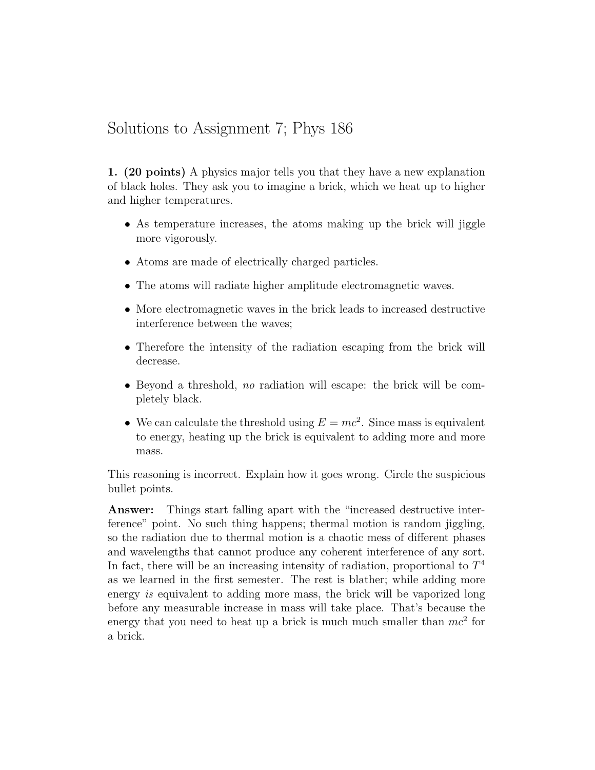# Solutions to Assignment 7; Phys 186

**1. (20 points)** A physics major tells you that they have a new explanation of black holes. They ask you to imagine a brick, which we heat up to higher and higher temperatures.

- As temperature increases, the atoms making up the brick will jiggle more vigorously.
- Atoms are made of electrically charged particles.
- The atoms will radiate higher amplitude electromagnetic waves.
- More electromagnetic waves in the brick leads to increased destructive interference between the waves;
- Therefore the intensity of the radiation escaping from the brick will decrease.
- Beyond a threshold, *no* radiation will escape: the brick will be completely black.
- We can calculate the threshold using $E = mc^2$. Since mass is equivalent to energy, heating up the brick is equivalent to adding more and more mass.

This reasoning is incorrect. Explain how it goes wrong. Circle the suspicious bullet points.

**Answer:** Things start falling apart with the "increased destructive interference" point. No such thing happens; thermal motion is random jiggling, so the radiation due to thermal motion is a chaotic mess of different phases and wavelengths that cannot produce any coherent interference of any sort. In fact, there will be an increasing intensity of radiation, proportional to $T^4$ as we learned in the first semester. The rest is blather; while adding more energy *is* equivalent to adding more mass, the brick will be vaporized long before any measurable increase in mass will take place. That's because the energy that you need to heat up a brick is much much smaller than $mc^2$ for a brick.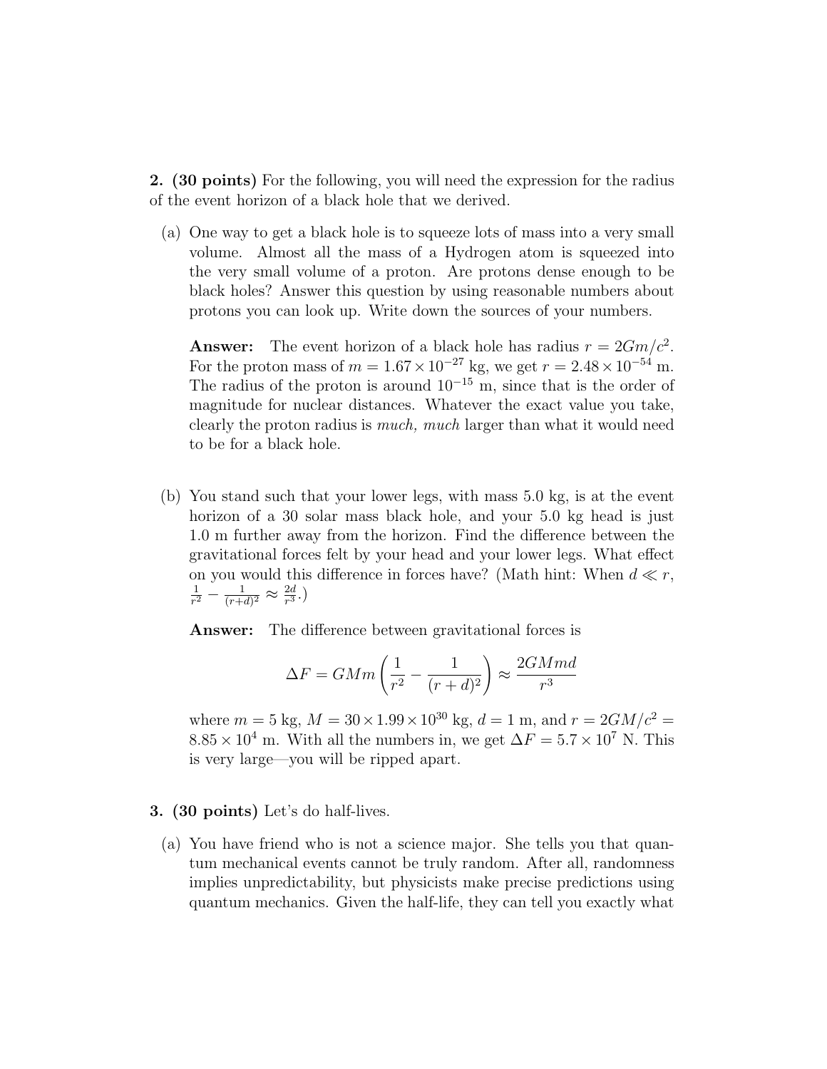**2. (30 points)** For the following, you will need the expression for the radius of the event horizon of a black hole that we derived.

(a) One way to get a black hole is to squeeze lots of mass into a very small volume. Almost all the mass of a Hydrogen atom is squeezed into the very small volume of a proton. Are protons dense enough to be black holes? Answer this question by using reasonable numbers about protons you can look up. Write down the sources of your numbers.

**Answer:** The event horizon of a black hole has radius $r = 2Gm/c^2$. For the proton mass of $m = 1.67 \times 10^{-27}$ kg, we get $r = 2.48 \times 10^{-54}$ m. The radius of the proton is around $10^{-15}$ m, since that is the order of magnitude for nuclear distances. Whatever the exact value you take, clearly the proton radius is *much, much* larger than what it would need to be for a black hole.

(b) You stand such that your lower legs, with mass 5.0 kg, is at the event horizon of a 30 solar mass black hole, and your 5.0 kg head is just 1.0 m further away from the horizon. Find the difference between the gravitational forces felt by your head and your lower legs. What effect on you would this difference in forces have? (Math hint: When $d \ll r$, $\frac{1}{r^2} - \frac{1}{(r+d)^2} \approx \frac{2d}{r^3}$.)

**Answer:** The difference between gravitational forces is

$$\Delta F = GMm \left( \frac{1}{r^2} - \frac{1}{(r+d)^2} \right) \approx \frac{2GMmd}{r^3}$$

where $m = 5$ kg, $M = 30 \times 1.99 \times 10^{30}$ kg, $d = 1$ m, and $r = 2GM/c^2 = 8.85 \times 10^4$ m. With all the numbers in, we get $\Delta F = 5.7 \times 10^7$ N. This is very large—you will be ripped apart.

**3. (30 points)** Let's do half-lives.

(a) You have friend who is not a science major. She tells you that quantum mechanical events cannot be truly random. After all, randomness implies unpredictability, but physicists make precise predictions using quantum mechanics. Given the half-life, they can tell you exactly what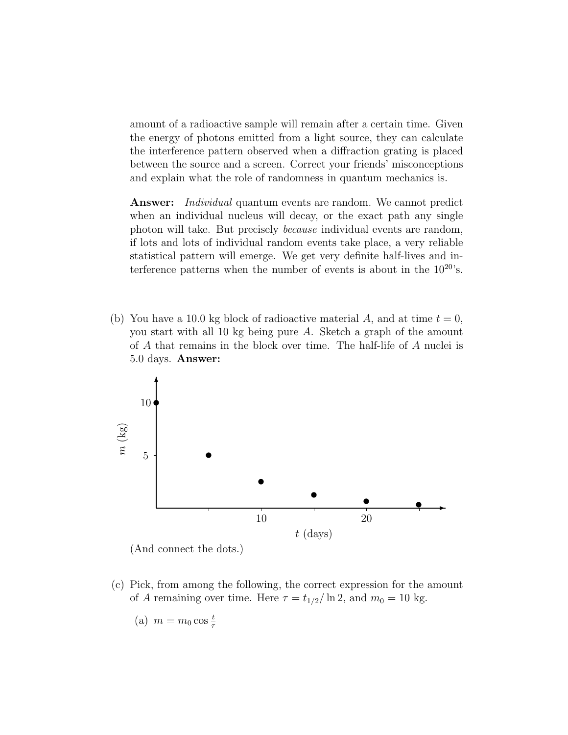amount of a radioactive sample will remain after a certain time. Given the energy of photons emitted from a light source, they can calculate the interference pattern observed when a diffraction grating is placed between the source and a screen. Correct your friends' misconceptions and explain what the role of randomness in quantum mechanics is.

**Answer:** *Individual* quantum events are random. We cannot predict when an individual nucleus will decay, or the exact path any single photon will take. But precisely *because* individual events are random, if lots and lots of individual random events take place, a very reliable statistical pattern will emerge. We get very definite half-lives and interference patterns when the number of events is about in the $10^{20}$'s.

(b) You have a 10.0 kg block of radioactive material $A$, and at time $t = 0$, you start with all 10 kg being pure $A$. Sketch a graph of the amount of $A$ that remains in the block over time. The half-life of $A$ nuclei is 5.0 days. **Answer:**

| $t$ (days) | $m$ (kg) |
|---|---|
| 0 | 10 |
| 5 | 5 |
| 10 | 2.5 |
| 15 | 1.25 |
| 20 | 0.625 |
| 25 | 0.3125 |

(And connect the dots.)

(c) Pick, from among the following, the correct expression for the amount of $A$ remaining over time. Here $\tau = t_{1/2}/\ln 2$, and $m_0 = 10$ kg.

(a) $m = m_0 \cos \frac{t}{\tau}$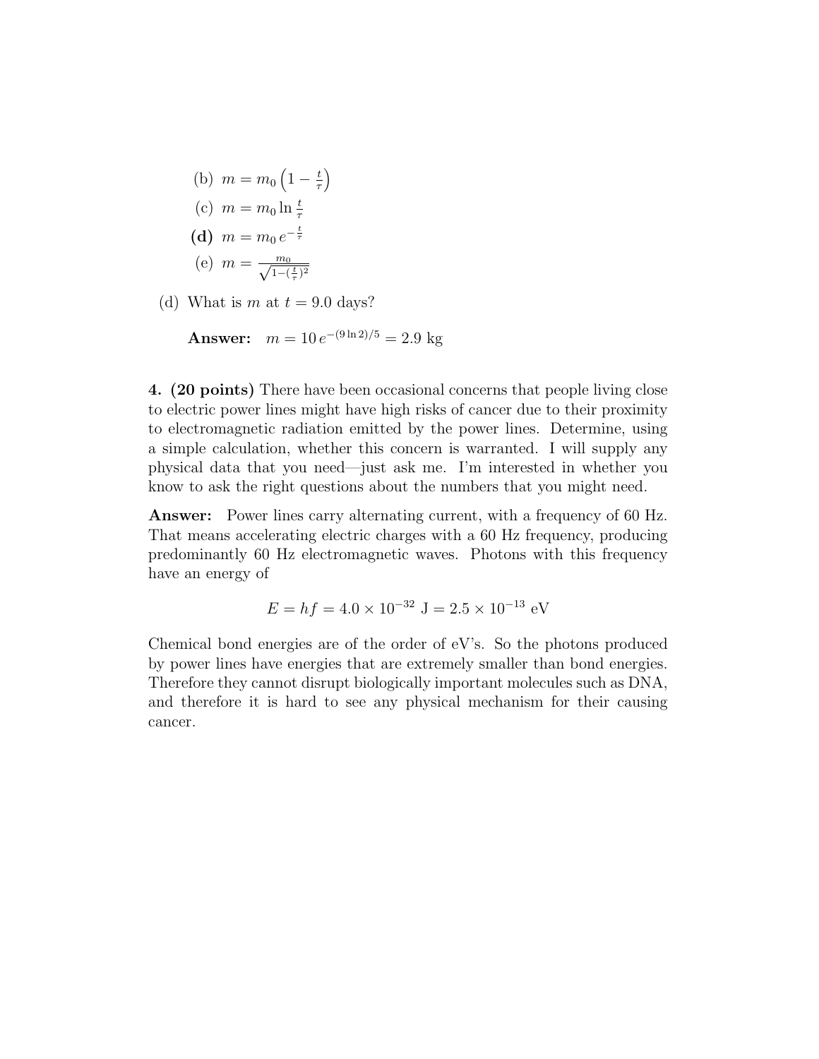(b) $m = m_0 \left(1 - \frac{t}{\tau}\right)$

(c) $m = m_0 \ln \frac{t}{\tau}$

**(d)** $m = m_0 \, e^{-\frac{t}{\tau}}$

(e) $m = \frac{m_0}{\sqrt{1-(\frac{t}{\tau})^2}}$

(d) What is $m$ at $t = 9.0$ days?

**Answer:** $m = 10 \, e^{-(9 \ln 2)/5} = 2.9$ kg

**4. (20 points)** There have been occasional concerns that people living close to electric power lines might have high risks of cancer due to their proximity to electromagnetic radiation emitted by the power lines. Determine, using a simple calculation, whether this concern is warranted. I will supply any physical data that you need—just ask me. I'm interested in whether you know to ask the right questions about the numbers that you might need.

**Answer:** Power lines carry alternating current, with a frequency of 60 Hz. That means accelerating electric charges with a 60 Hz frequency, producing predominantly 60 Hz electromagnetic waves. Photons with this frequency have an energy of

$$E = hf = 4.0 \times 10^{-32} \text{ J} = 2.5 \times 10^{-13} \text{ eV}$$

Chemical bond energies are of the order of eV's. So the photons produced by power lines have energies that are extremely smaller than bond energies. Therefore they cannot disrupt biologically important molecules such as DNA, and therefore it is hard to see any physical mechanism for their causing cancer.